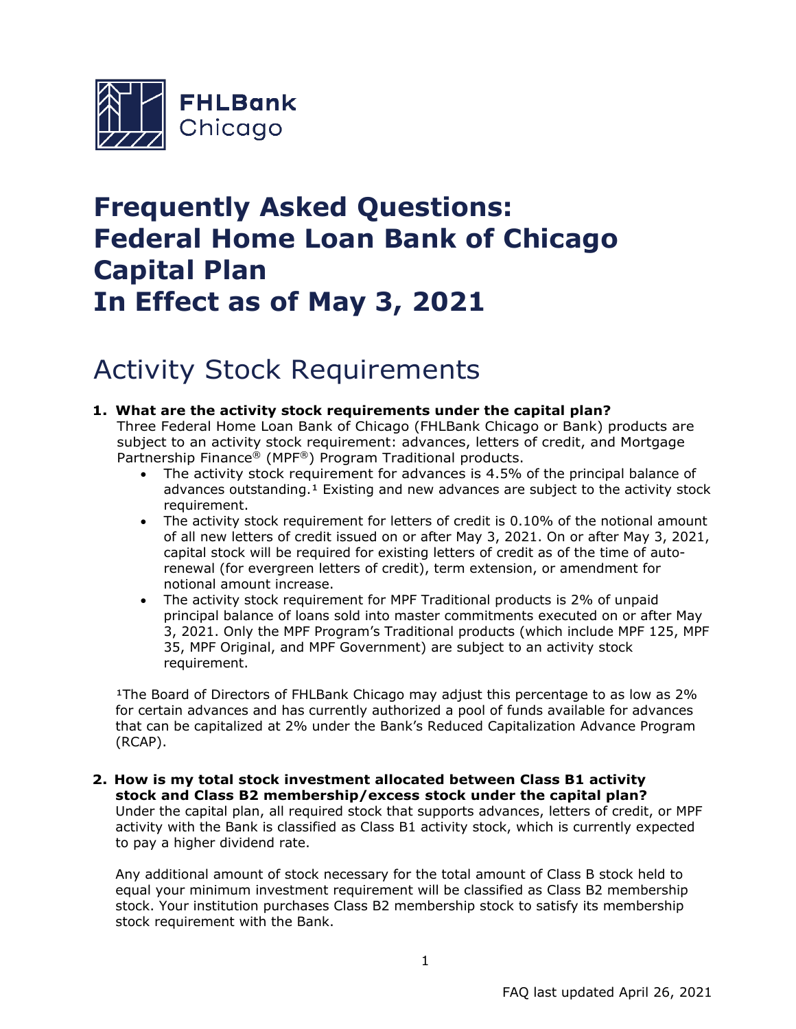FHLBank Chicago

# Frequently Asked Questions: Federal Home Loan Bank of Chicago Capital Plan In Effect as of May 3, 2021

## Activity Stock Requirements

**1. What are the activity stock requirements under the capital plan?**

Three Federal Home Loan Bank of Chicago (FHLBank Chicago or Bank) products are subject to an activity stock requirement: advances, letters of credit, and Mortgage Partnership Finance® (MPF®) Program Traditional products.

- The activity stock requirement for advances is 4.5% of the principal balance of advances outstanding.[1] Existing and new advances are subject to the activity stock requirement.
- The activity stock requirement for letters of credit is 0.10% of the notional amount of all new letters of credit issued on or after May 3, 2021. On or after May 3, 2021, capital stock will be required for existing letters of credit as of the time of auto-renewal (for evergreen letters of credit), term extension, or amendment for notional amount increase.
- The activity stock requirement for MPF Traditional products is 2% of unpaid principal balance of loans sold into master commitments executed on or after May 3, 2021. Only the MPF Program's Traditional products (which include MPF 125, MPF 35, MPF Original, and MPF Government) are subject to an activity stock requirement.

[1]The Board of Directors of FHLBank Chicago may adjust this percentage to as low as 2% for certain advances and has currently authorized a pool of funds available for advances that can be capitalized at 2% under the Bank's Reduced Capitalization Advance Program (RCAP).

**2. How is my total stock investment allocated between Class B1 activity stock and Class B2 membership/excess stock under the capital plan?**

Under the capital plan, all required stock that supports advances, letters of credit, or MPF activity with the Bank is classified as Class B1 activity stock, which is currently expected to pay a higher dividend rate.

Any additional amount of stock necessary for the total amount of Class B stock held to equal your minimum investment requirement will be classified as Class B2 membership stock. Your institution purchases Class B2 membership stock to satisfy its membership stock requirement with the Bank.

FAQ last updated April 26, 2021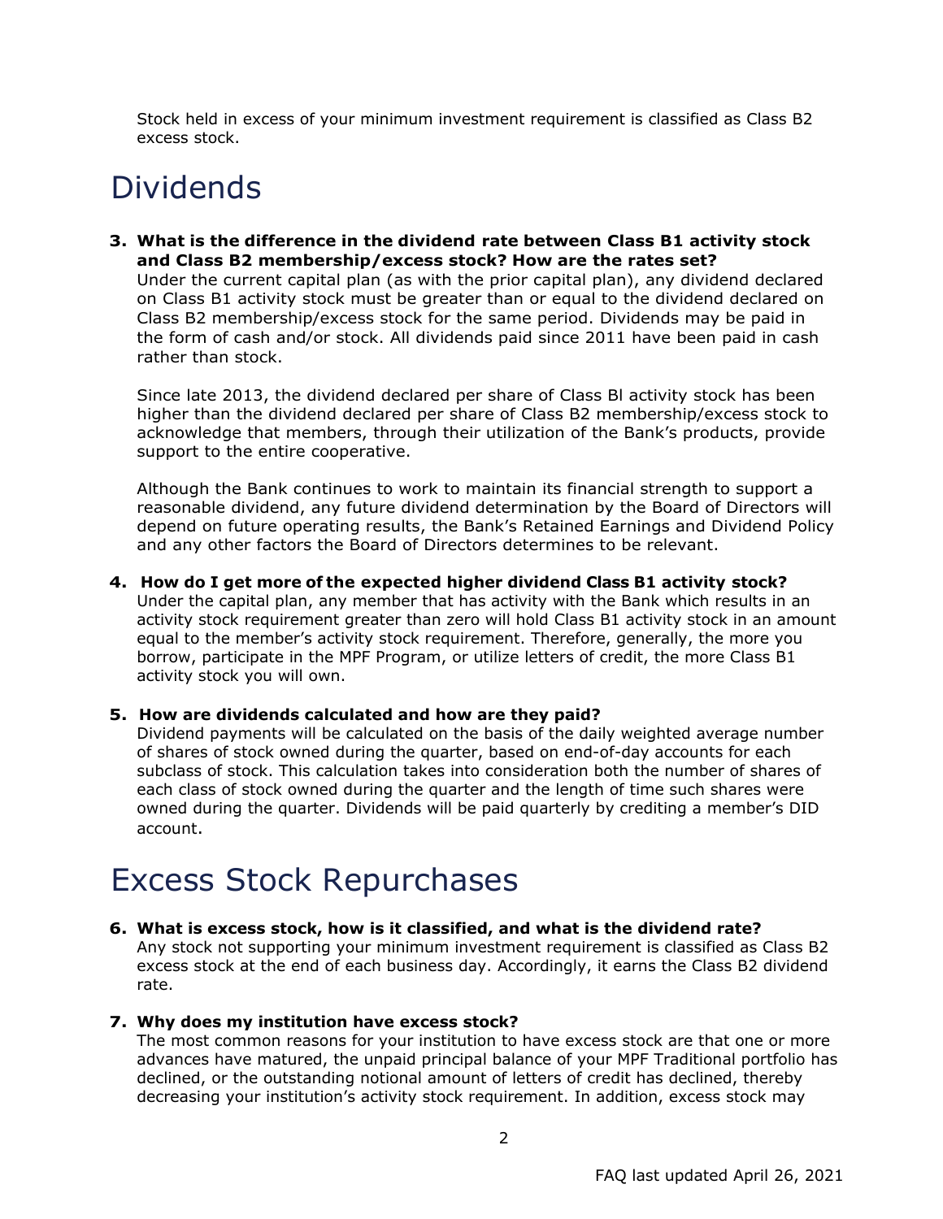Stock held in excess of your minimum investment requirement is classified as Class B2 excess stock.

# Dividends

**3. What is the difference in the dividend rate between Class B1 activity stock and Class B2 membership/excess stock? How are the rates set?**

Under the current capital plan (as with the prior capital plan), any dividend declared on Class B1 activity stock must be greater than or equal to the dividend declared on Class B2 membership/excess stock for the same period. Dividends may be paid in the form of cash and/or stock. All dividends paid since 2011 have been paid in cash rather than stock.

Since late 2013, the dividend declared per share of Class Bl activity stock has been higher than the dividend declared per share of Class B2 membership/excess stock to acknowledge that members, through their utilization of the Bank's products, provide support to the entire cooperative.

Although the Bank continues to work to maintain its financial strength to support a reasonable dividend, any future dividend determination by the Board of Directors will depend on future operating results, the Bank's Retained Earnings and Dividend Policy and any other factors the Board of Directors determines to be relevant.

**4. How do I get more of the expected higher dividend Class B1 activity stock?**

Under the capital plan, any member that has activity with the Bank which results in an activity stock requirement greater than zero will hold Class B1 activity stock in an amount equal to the member's activity stock requirement. Therefore, generally, the more you borrow, participate in the MPF Program, or utilize letters of credit, the more Class B1 activity stock you will own.

**5. How are dividends calculated and how are they paid?**

Dividend payments will be calculated on the basis of the daily weighted average number of shares of stock owned during the quarter, based on end-of-day accounts for each subclass of stock. This calculation takes into consideration both the number of shares of each class of stock owned during the quarter and the length of time such shares were owned during the quarter. Dividends will be paid quarterly by crediting a member's DID account.

# Excess Stock Repurchases

**6. What is excess stock, how is it classified, and what is the dividend rate?**

Any stock not supporting your minimum investment requirement is classified as Class B2 excess stock at the end of each business day. Accordingly, it earns the Class B2 dividend rate.

**7. Why does my institution have excess stock?**

The most common reasons for your institution to have excess stock are that one or more advances have matured, the unpaid principal balance of your MPF Traditional portfolio has declined, or the outstanding notional amount of letters of credit has declined, thereby decreasing your institution's activity stock requirement. In addition, excess stock may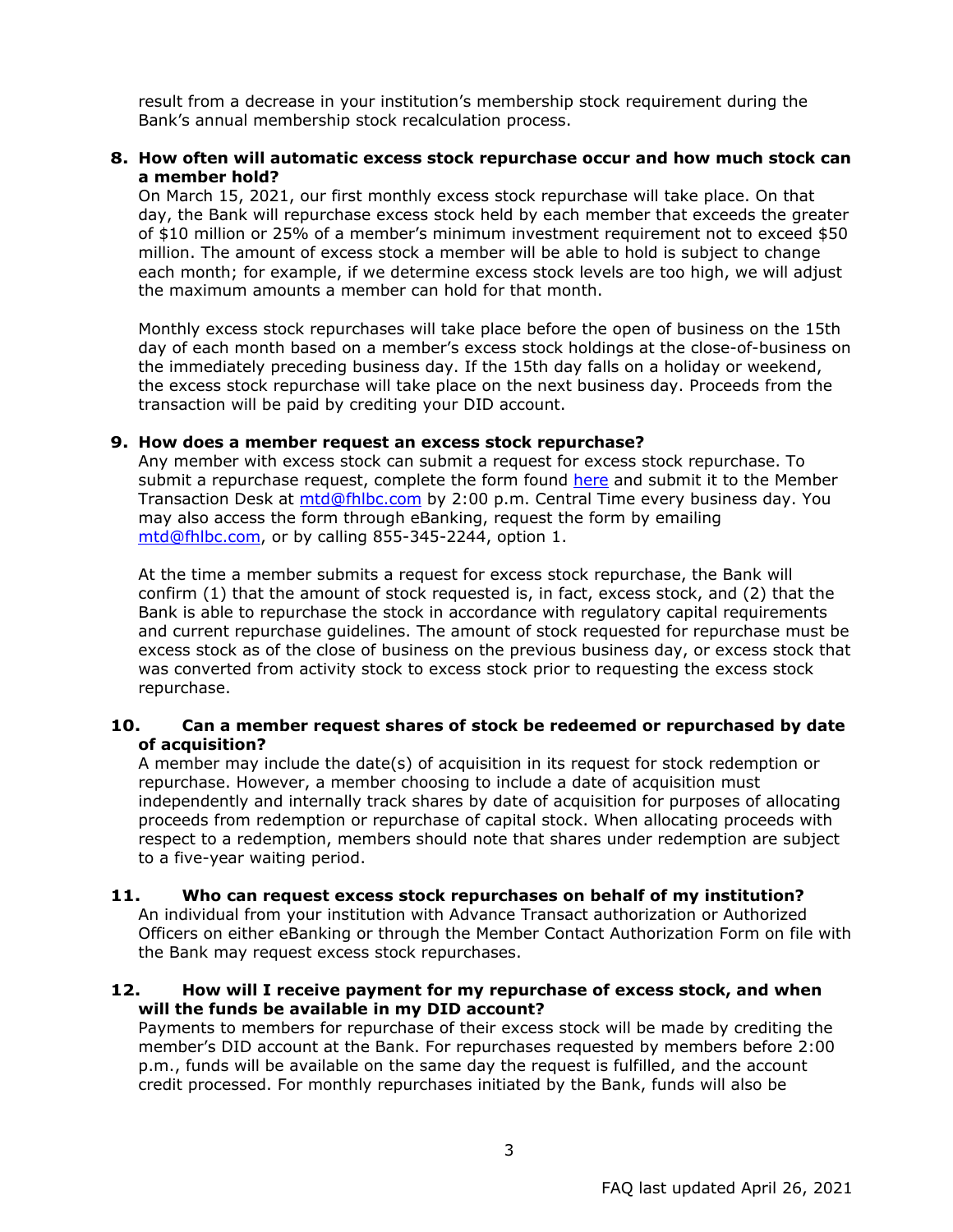result from a decrease in your institution's membership stock requirement during the Bank's annual membership stock recalculation process.

**8. How often will automatic excess stock repurchase occur and how much stock can a member hold?**

On March 15, 2021, our first monthly excess stock repurchase will take place. On that day, the Bank will repurchase excess stock held by each member that exceeds the greater of $10 million or 25% of a member's minimum investment requirement not to exceed $50 million. The amount of excess stock a member will be able to hold is subject to change each month; for example, if we determine excess stock levels are too high, we will adjust the maximum amounts a member can hold for that month.

Monthly excess stock repurchases will take place before the open of business on the 15th day of each month based on a member's excess stock holdings at the close-of-business on the immediately preceding business day. If the 15th day falls on a holiday or weekend, the excess stock repurchase will take place on the next business day. Proceeds from the transaction will be paid by crediting your DID account.

**9. How does a member request an excess stock repurchase?**

Any member with excess stock can submit a request for excess stock repurchase. To submit a repurchase request, complete the form found here and submit it to the Member Transaction Desk at mtd@fhlbc.com by 2:00 p.m. Central Time every business day. You may also access the form through eBanking, request the form by emailing mtd@fhlbc.com, or by calling 855-345-2244, option 1.

At the time a member submits a request for excess stock repurchase, the Bank will confirm (1) that the amount of stock requested is, in fact, excess stock, and (2) that the Bank is able to repurchase the stock in accordance with regulatory capital requirements and current repurchase guidelines. The amount of stock requested for repurchase must be excess stock as of the close of business on the previous business day, or excess stock that was converted from activity stock to excess stock prior to requesting the excess stock repurchase.

**10. Can a member request shares of stock be redeemed or repurchased by date of acquisition?**

A member may include the date(s) of acquisition in its request for stock redemption or repurchase. However, a member choosing to include a date of acquisition must independently and internally track shares by date of acquisition for purposes of allocating proceeds from redemption or repurchase of capital stock. When allocating proceeds with respect to a redemption, members should note that shares under redemption are subject to a five-year waiting period.

**11. Who can request excess stock repurchases on behalf of my institution?**

An individual from your institution with Advance Transact authorization or Authorized Officers on either eBanking or through the Member Contact Authorization Form on file with the Bank may request excess stock repurchases.

**12. How will I receive payment for my repurchase of excess stock, and when will the funds be available in my DID account?**

Payments to members for repurchase of their excess stock will be made by crediting the member's DID account at the Bank. For repurchases requested by members before 2:00 p.m., funds will be available on the same day the request is fulfilled, and the account credit processed. For monthly repurchases initiated by the Bank, funds will also be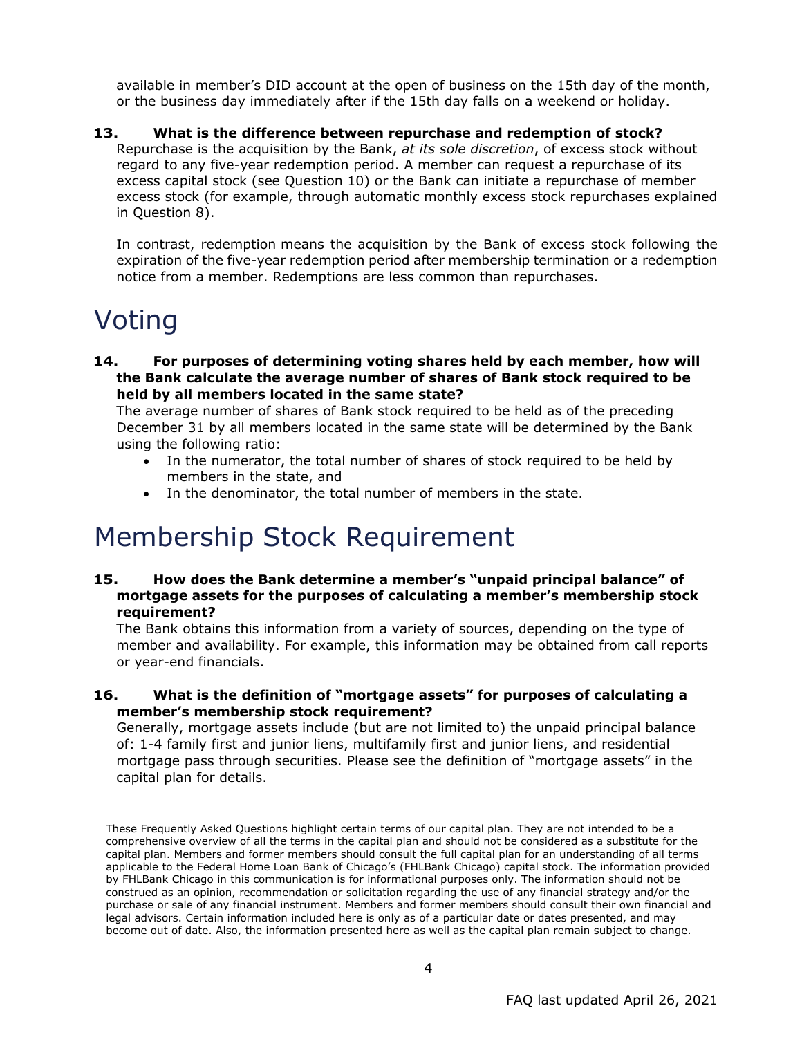available in member's DID account at the open of business on the 15th day of the month, or the business day immediately after if the 15th day falls on a weekend or holiday.

**13. What is the difference between repurchase and redemption of stock?**

Repurchase is the acquisition by the Bank, *at its sole discretion*, of excess stock without regard to any five-year redemption period. A member can request a repurchase of its excess capital stock (see Question 10) or the Bank can initiate a repurchase of member excess stock (for example, through automatic monthly excess stock repurchases explained in Question 8).

In contrast, redemption means the acquisition by the Bank of excess stock following the expiration of the five-year redemption period after membership termination or a redemption notice from a member. Redemptions are less common than repurchases.

# Voting

**14. For purposes of determining voting shares held by each member, how will the Bank calculate the average number of shares of Bank stock required to be held by all members located in the same state?**

The average number of shares of Bank stock required to be held as of the preceding December 31 by all members located in the same state will be determined by the Bank using the following ratio:

- In the numerator, the total number of shares of stock required to be held by members in the state, and
- In the denominator, the total number of members in the state.

# Membership Stock Requirement

**15. How does the Bank determine a member's "unpaid principal balance" of mortgage assets for the purposes of calculating a member's membership stock requirement?**

The Bank obtains this information from a variety of sources, depending on the type of member and availability. For example, this information may be obtained from call reports or year-end financials.

**16. What is the definition of "mortgage assets" for purposes of calculating a member's membership stock requirement?**

Generally, mortgage assets include (but are not limited to) the unpaid principal balance of: 1-4 family first and junior liens, multifamily first and junior liens, and residential mortgage pass through securities. Please see the definition of "mortgage assets" in the capital plan for details.

These Frequently Asked Questions highlight certain terms of our capital plan. They are not intended to be a comprehensive overview of all the terms in the capital plan and should not be considered as a substitute for the capital plan. Members and former members should consult the full capital plan for an understanding of all terms applicable to the Federal Home Loan Bank of Chicago's (FHLBank Chicago) capital stock. The information provided by FHLBank Chicago in this communication is for informational purposes only. The information should not be construed as an opinion, recommendation or solicitation regarding the use of any financial strategy and/or the purchase or sale of any financial instrument. Members and former members should consult their own financial and legal advisors. Certain information included here is only as of a particular date or dates presented, and may become out of date. Also, the information presented here as well as the capital plan remain subject to change.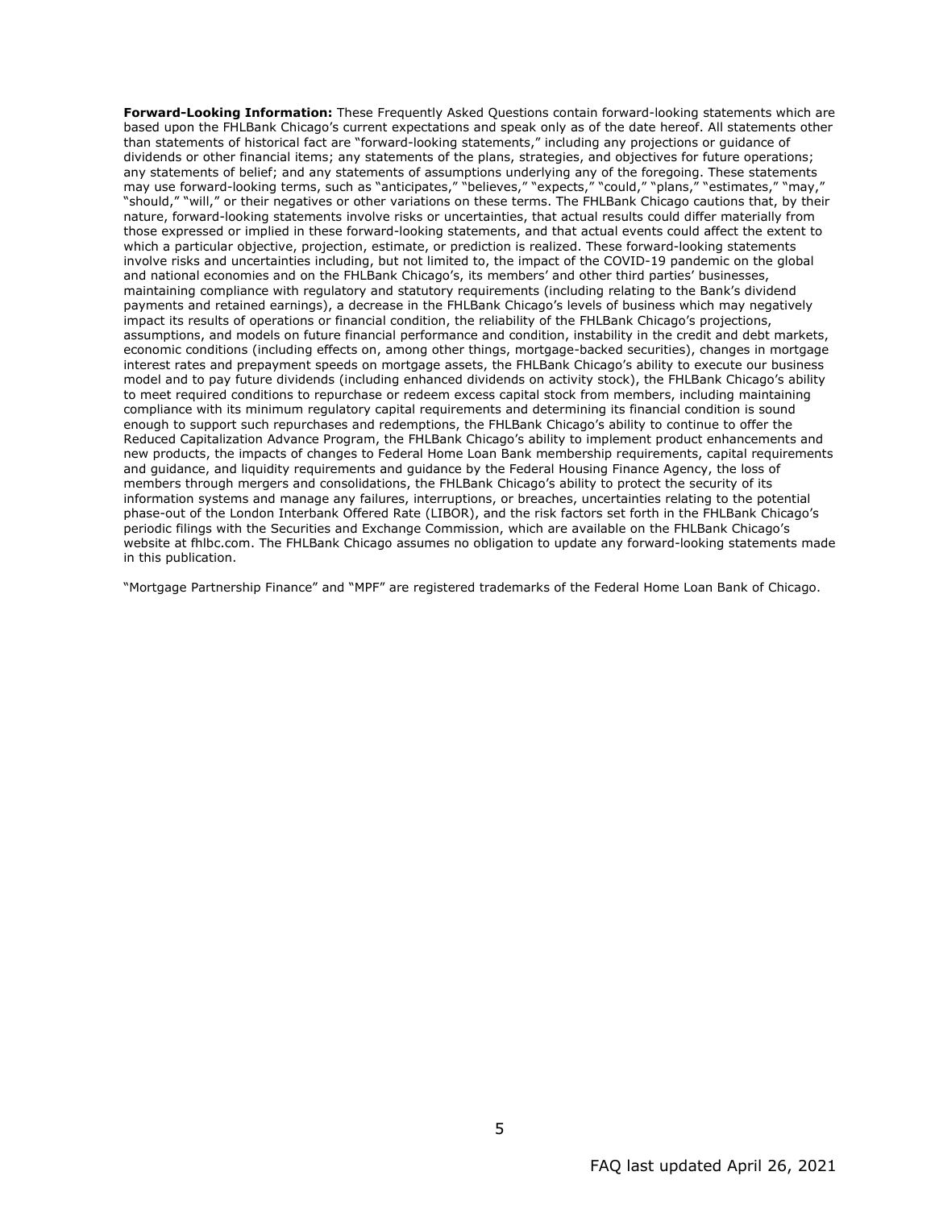**Forward-Looking Information:** These Frequently Asked Questions contain forward-looking statements which are based upon the FHLBank Chicago's current expectations and speak only as of the date hereof. All statements other than statements of historical fact are "forward-looking statements," including any projections or guidance of dividends or other financial items; any statements of the plans, strategies, and objectives for future operations; any statements of belief; and any statements of assumptions underlying any of the foregoing. These statements may use forward-looking terms, such as "anticipates," "believes," "expects," "could," "plans," "estimates," "may," "should," "will," or their negatives or other variations on these terms. The FHLBank Chicago cautions that, by their nature, forward-looking statements involve risks or uncertainties, that actual results could differ materially from those expressed or implied in these forward-looking statements, and that actual events could affect the extent to which a particular objective, projection, estimate, or prediction is realized. These forward-looking statements involve risks and uncertainties including, but not limited to, the impact of the COVID-19 pandemic on the global and national economies and on the FHLBank Chicago's, its members' and other third parties' businesses, maintaining compliance with regulatory and statutory requirements (including relating to the Bank's dividend payments and retained earnings), a decrease in the FHLBank Chicago's levels of business which may negatively impact its results of operations or financial condition, the reliability of the FHLBank Chicago's projections, assumptions, and models on future financial performance and condition, instability in the credit and debt markets, economic conditions (including effects on, among other things, mortgage-backed securities), changes in mortgage interest rates and prepayment speeds on mortgage assets, the FHLBank Chicago's ability to execute our business model and to pay future dividends (including enhanced dividends on activity stock), the FHLBank Chicago's ability to meet required conditions to repurchase or redeem excess capital stock from members, including maintaining compliance with its minimum regulatory capital requirements and determining its financial condition is sound enough to support such repurchases and redemptions, the FHLBank Chicago's ability to continue to offer the Reduced Capitalization Advance Program, the FHLBank Chicago's ability to implement product enhancements and new products, the impacts of changes to Federal Home Loan Bank membership requirements, capital requirements and guidance, and liquidity requirements and guidance by the Federal Housing Finance Agency, the loss of members through mergers and consolidations, the FHLBank Chicago's ability to protect the security of its information systems and manage any failures, interruptions, or breaches, uncertainties relating to the potential phase-out of the London Interbank Offered Rate (LIBOR), and the risk factors set forth in the FHLBank Chicago's periodic filings with the Securities and Exchange Commission, which are available on the FHLBank Chicago's website at fhlbc.com. The FHLBank Chicago assumes no obligation to update any forward-looking statements made in this publication.

"Mortgage Partnership Finance" and "MPF" are registered trademarks of the Federal Home Loan Bank of Chicago.